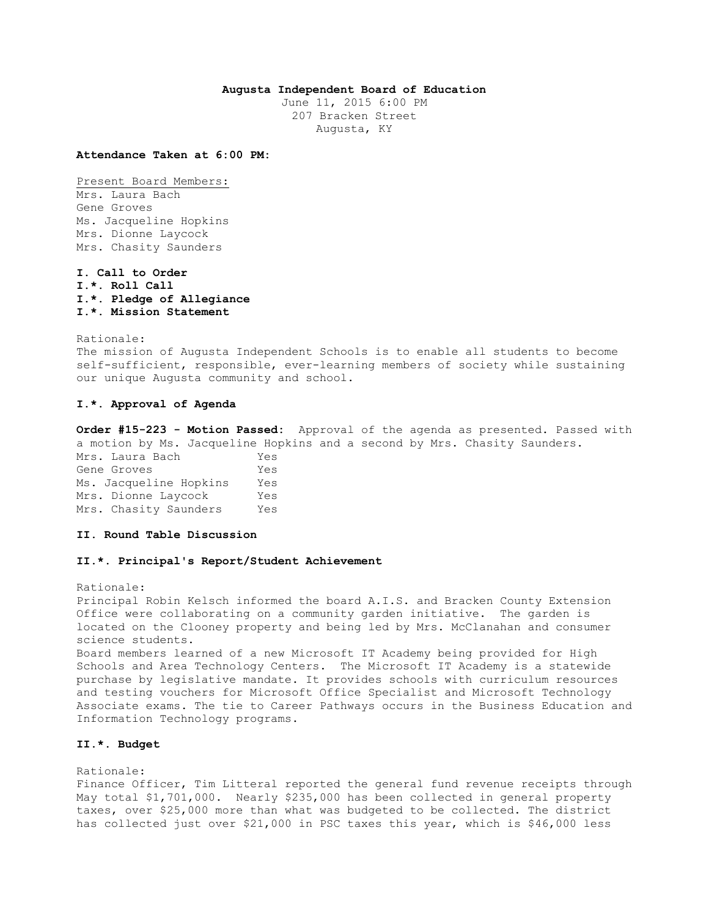**Augusta Independent Board of Education**
June 11, 2015 6:00 PM
207 Bracken Street
Augusta, KY

**Attendance Taken at 6:00 PM:**

Present Board Members:
Mrs. Laura Bach
Gene Groves
Ms. Jacqueline Hopkins
Mrs. Dionne Laycock
Mrs. Chasity Saunders

**I. Call to Order**
**I.*. Roll Call**
**I.*. Pledge of Allegiance**
**I.*. Mission Statement**

Rationale:
The mission of Augusta Independent Schools is to enable all students to become self-sufficient, responsible, ever-learning members of society while sustaining our unique Augusta community and school.

**I.*. Approval of Agenda**

**Order #15-223 - Motion Passed:** Approval of the agenda as presented. Passed with a motion by Ms. Jacqueline Hopkins and a second by Mrs. Chasity Saunders.

| | |
|---|---|
| Mrs. Laura Bach | Yes |
| Gene Groves | Yes |
| Ms. Jacqueline Hopkins | Yes |
| Mrs. Dionne Laycock | Yes |
| Mrs. Chasity Saunders | Yes |

**II. Round Table Discussion**

**II.*. Principal's Report/Student Achievement**

Rationale:
Principal Robin Kelsch informed the board A.I.S. and Bracken County Extension Office were collaborating on a community garden initiative. The garden is located on the Clooney property and being led by Mrs. McClanahan and consumer science students.
Board members learned of a new Microsoft IT Academy being provided for High Schools and Area Technology Centers. The Microsoft IT Academy is a statewide purchase by legislative mandate. It provides schools with curriculum resources and testing vouchers for Microsoft Office Specialist and Microsoft Technology Associate exams. The tie to Career Pathways occurs in the Business Education and Information Technology programs.

**II.*. Budget**

Rationale:
Finance Officer, Tim Litteral reported the general fund revenue receipts through May total $1,701,000. Nearly $235,000 has been collected in general property taxes, over $25,000 more than what was budgeted to be collected. The district has collected just over $21,000 in PSC taxes this year, which is $46,000 less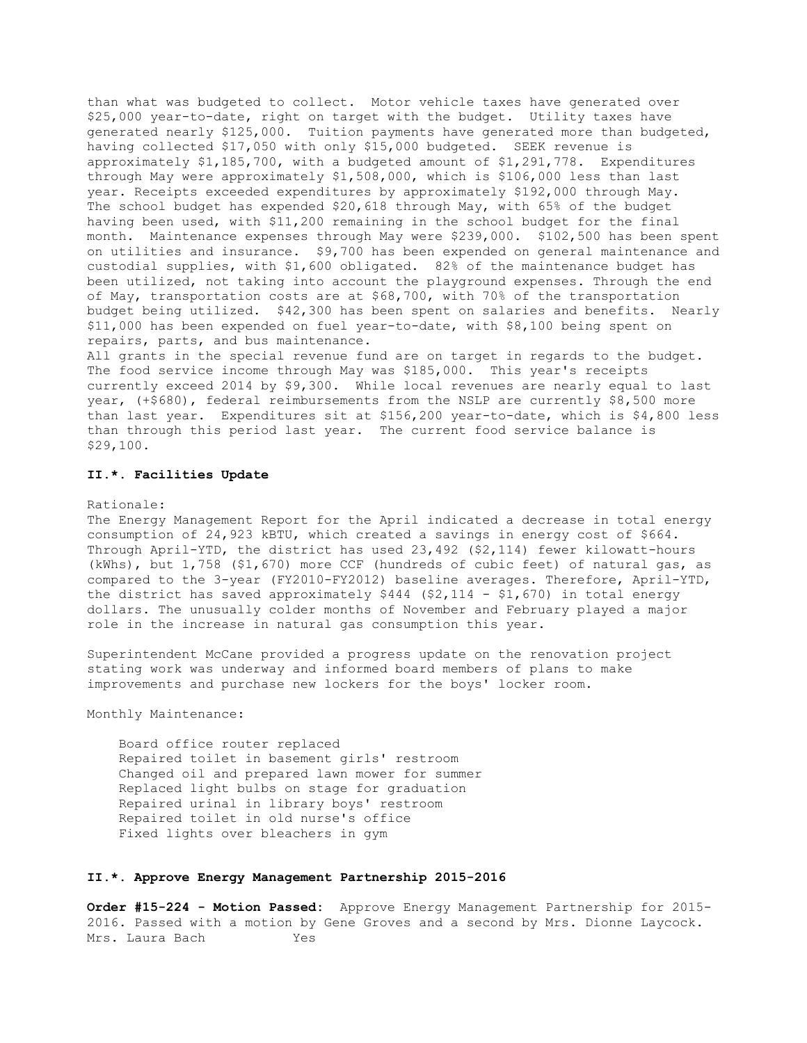than what was budgeted to collect. Motor vehicle taxes have generated over $25,000 year-to-date, right on target with the budget. Utility taxes have generated nearly $125,000. Tuition payments have generated more than budgeted, having collected $17,050 with only $15,000 budgeted. SEEK revenue is approximately $1,185,700, with a budgeted amount of $1,291,778. Expenditures through May were approximately $1,508,000, which is $106,000 less than last year. Receipts exceeded expenditures by approximately $192,000 through May. The school budget has expended $20,618 through May, with 65% of the budget having been used, with $11,200 remaining in the school budget for the final month. Maintenance expenses through May were $239,000. $102,500 has been spent on utilities and insurance. $9,700 has been expended on general maintenance and custodial supplies, with $1,600 obligated. 82% of the maintenance budget has been utilized, not taking into account the playground expenses. Through the end of May, transportation costs are at $68,700, with 70% of the transportation budget being utilized. $42,300 has been spent on salaries and benefits. Nearly $11,000 has been expended on fuel year-to-date, with $8,100 being spent on repairs, parts, and bus maintenance.
All grants in the special revenue fund are on target in regards to the budget. The food service income through May was $185,000. This year's receipts currently exceed 2014 by $9,300. While local revenues are nearly equal to last year, (+$680), federal reimbursements from the NSLP are currently $8,500 more than last year. Expenditures sit at $156,200 year-to-date, which is $4,800 less than through this period last year. The current food service balance is $29,100.

### II.*. Facilities Update

Rationale:
The Energy Management Report for the April indicated a decrease in total energy consumption of 24,923 kBTU, which created a savings in energy cost of $664. Through April-YTD, the district has used 23,492 ($2,114) fewer kilowatt-hours (kWhs), but 1,758 ($1,670) more CCF (hundreds of cubic feet) of natural gas, as compared to the 3-year (FY2010-FY2012) baseline averages. Therefore, April-YTD, the district has saved approximately $444 ($2,114 - $1,670) in total energy dollars. The unusually colder months of November and February played a major role in the increase in natural gas consumption this year.

Superintendent McCane provided a progress update on the renovation project stating work was underway and informed board members of plans to make improvements and purchase new lockers for the boys' locker room.

Monthly Maintenance:

- Board office router replaced
- Repaired toilet in basement girls' restroom
- Changed oil and prepared lawn mower for summer
- Replaced light bulbs on stage for graduation
- Repaired urinal in library boys' restroom
- Repaired toilet in old nurse's office
- Fixed lights over bleachers in gym

### II.*. Approve Energy Management Partnership 2015-2016

**Order #15-224 - Motion Passed:** Approve Energy Management Partnership for 2015-2016. Passed with a motion by Gene Groves and a second by Mrs. Dionne Laycock.

Mrs. Laura Bach Yes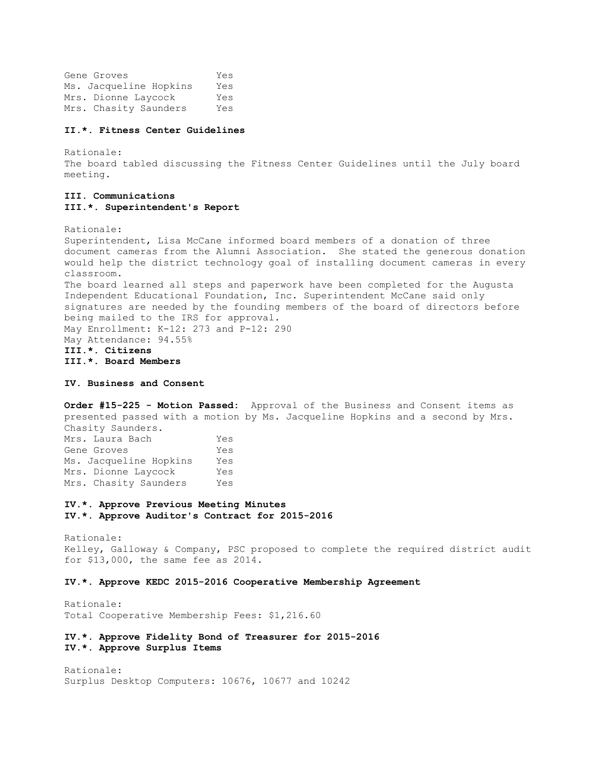| | |
|---|---|
| Gene Groves | Yes |
| Ms. Jacqueline Hopkins | Yes |
| Mrs. Dionne Laycock | Yes |
| Mrs. Chasity Saunders | Yes |

**II.*. Fitness Center Guidelines**

Rationale:
The board tabled discussing the Fitness Center Guidelines until the July board meeting.

**III. Communications**

**III.*. Superintendent's Report**

Rationale:
Superintendent, Lisa McCane informed board members of a donation of three document cameras from the Alumni Association. She stated the generous donation would help the district technology goal of installing document cameras in every classroom.
The board learned all steps and paperwork have been completed for the Augusta Independent Educational Foundation, Inc. Superintendent McCane said only signatures are needed by the founding members of the board of directors before being mailed to the IRS for approval.
May Enrollment: K-12: 273 and P-12: 290
May Attendance: 94.55%

**III.*. Citizens**

**III.*. Board Members**

**IV. Business and Consent**

**Order #15-225 - Motion Passed:** Approval of the Business and Consent items as presented passed with a motion by Ms. Jacqueline Hopkins and a second by Mrs. Chasity Saunders.

| | |
|---|---|
| Mrs. Laura Bach | Yes |
| Gene Groves | Yes |
| Ms. Jacqueline Hopkins | Yes |
| Mrs. Dionne Laycock | Yes |
| Mrs. Chasity Saunders | Yes |

**IV.*. Approve Previous Meeting Minutes**

**IV.*. Approve Auditor's Contract for 2015-2016**

Rationale:
Kelley, Galloway & Company, PSC proposed to complete the required district audit for $13,000, the same fee as 2014.

**IV.*. Approve KEDC 2015-2016 Cooperative Membership Agreement**

Rationale:
Total Cooperative Membership Fees: $1,216.60

**IV.*. Approve Fidelity Bond of Treasurer for 2015-2016**

**IV.*. Approve Surplus Items**

Rationale:
Surplus Desktop Computers: 10676, 10677 and 10242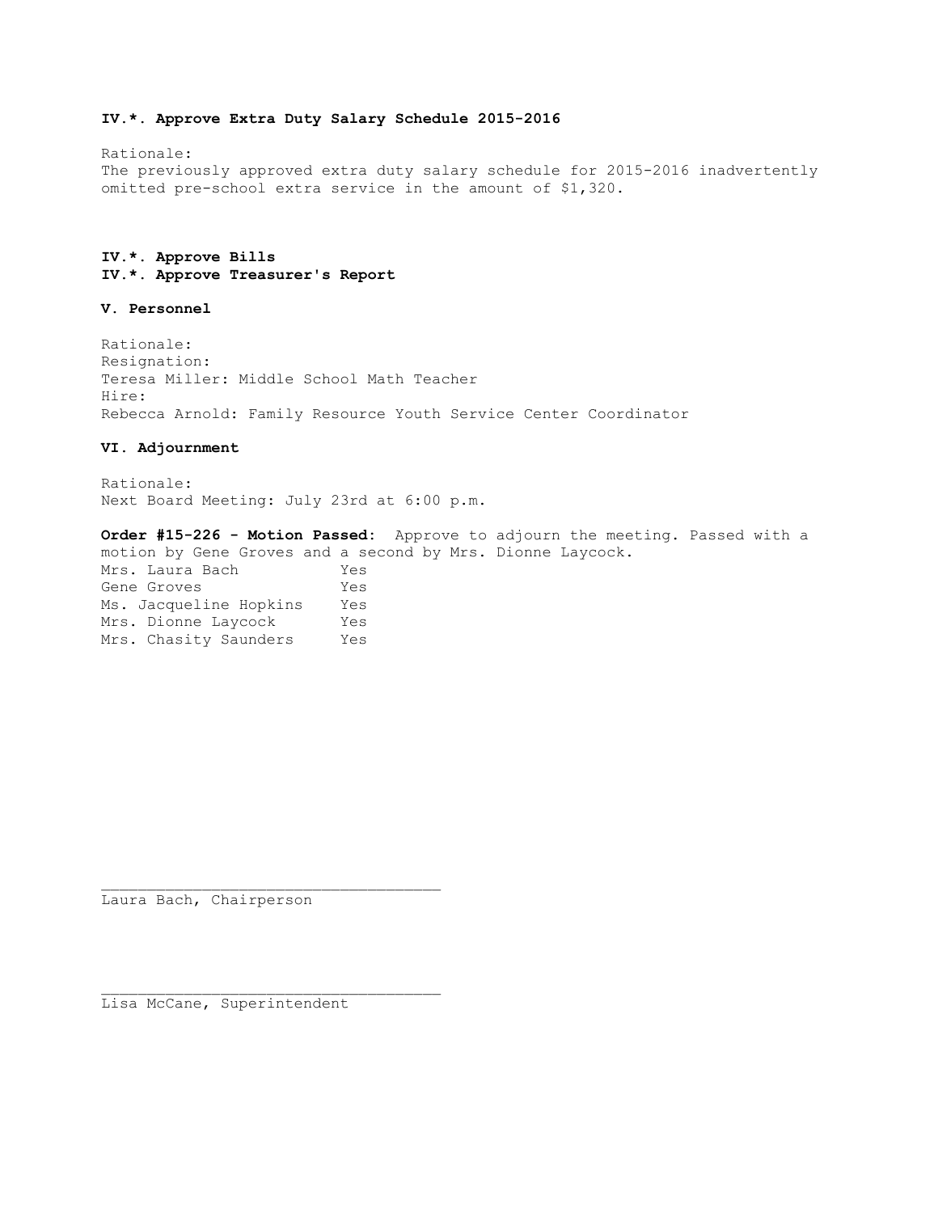**IV.*. Approve Extra Duty Salary Schedule 2015-2016**

Rationale:
The previously approved extra duty salary schedule for 2015-2016 inadvertently omitted pre-school extra service in the amount of $1,320.

**IV.*. Approve Bills**
**IV.*. Approve Treasurer's Report**

**V. Personnel**

Rationale:
Resignation:
Teresa Miller: Middle School Math Teacher
Hire:
Rebecca Arnold: Family Resource Youth Service Center Coordinator

**VI. Adjournment**

Rationale:
Next Board Meeting: July 23rd at 6:00 p.m.

**Order #15-226 - Motion Passed:** Approve to adjourn the meeting. Passed with a motion by Gene Groves and a second by Mrs. Dionne Laycock.

| | |
|---|---|
| Mrs. Laura Bach | Yes |
| Gene Groves | Yes |
| Ms. Jacqueline Hopkins | Yes |
| Mrs. Dionne Laycock | Yes |
| Mrs. Chasity Saunders | Yes |

_________________________________
Laura Bach, Chairperson

_________________________________
Lisa McCane, Superintendent